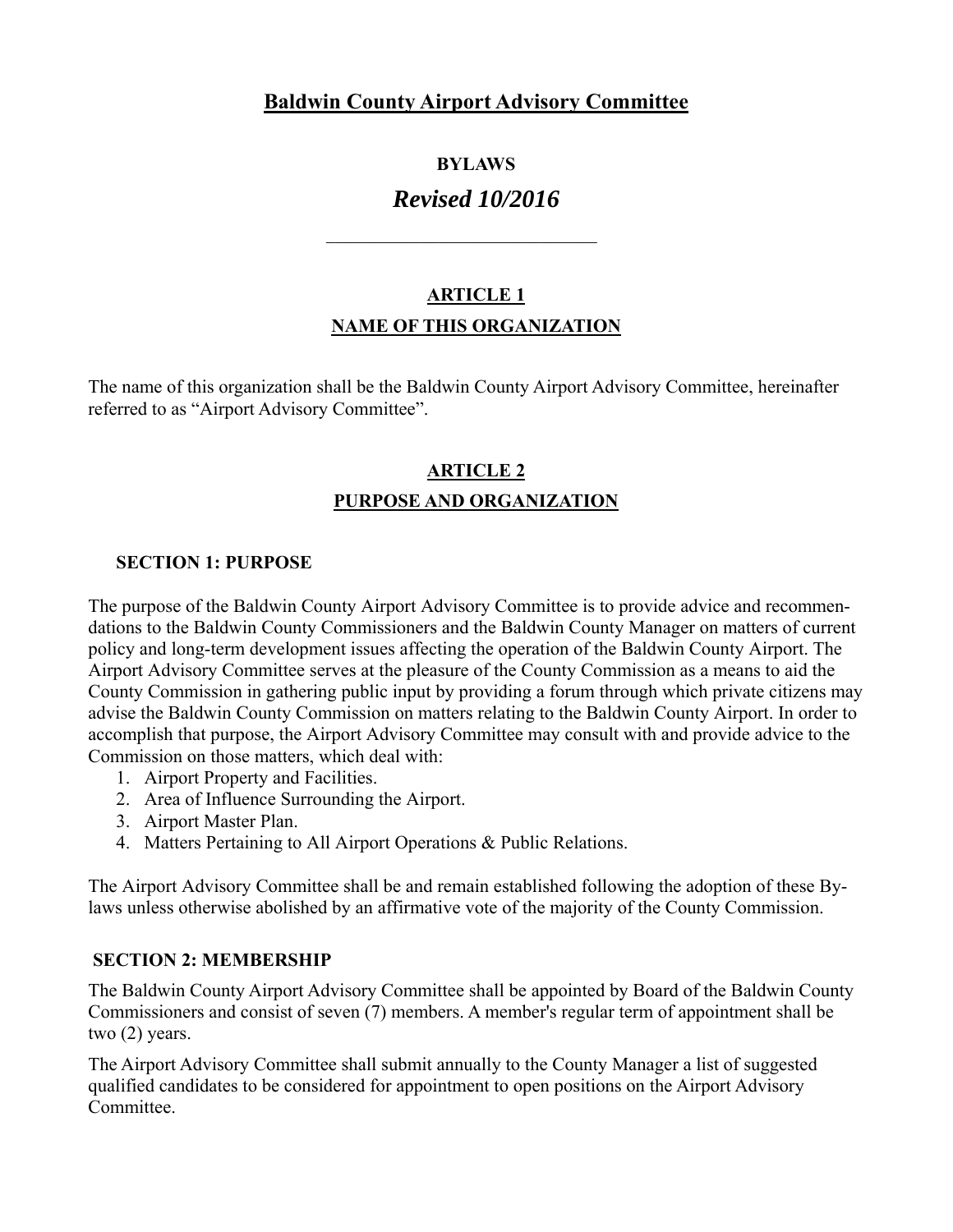# Baldwin County Airport Advisory Committee

**BYLAWS**

***Revised 10/2016***

---

## ARTICLE 1

## NAME OF THIS ORGANIZATION

The name of this organization shall be the Baldwin County Airport Advisory Committee, hereinafter referred to as "Airport Advisory Committee".

## ARTICLE 2

## PURPOSE AND ORGANIZATION

### SECTION 1: PURPOSE

The purpose of the Baldwin County Airport Advisory Committee is to provide advice and recommendations to the Baldwin County Commissioners and the Baldwin County Manager on matters of current policy and long-term development issues affecting the operation of the Baldwin County Airport. The Airport Advisory Committee serves at the pleasure of the County Commission as a means to aid the County Commission in gathering public input by providing a forum through which private citizens may advise the Baldwin County Commission on matters relating to the Baldwin County Airport. In order to accomplish that purpose, the Airport Advisory Committee may consult with and provide advice to the Commission on those matters, which deal with:

1. Airport Property and Facilities.
2. Area of Influence Surrounding the Airport.
3. Airport Master Plan.
4. Matters Pertaining to All Airport Operations & Public Relations.

The Airport Advisory Committee shall be and remain established following the adoption of these Bylaws unless otherwise abolished by an affirmative vote of the majority of the County Commission.

### SECTION 2: MEMBERSHIP

The Baldwin County Airport Advisory Committee shall be appointed by Board of the Baldwin County Commissioners and consist of seven (7) members. A member's regular term of appointment shall be two (2) years.

The Airport Advisory Committee shall submit annually to the County Manager a list of suggested qualified candidates to be considered for appointment to open positions on the Airport Advisory Committee.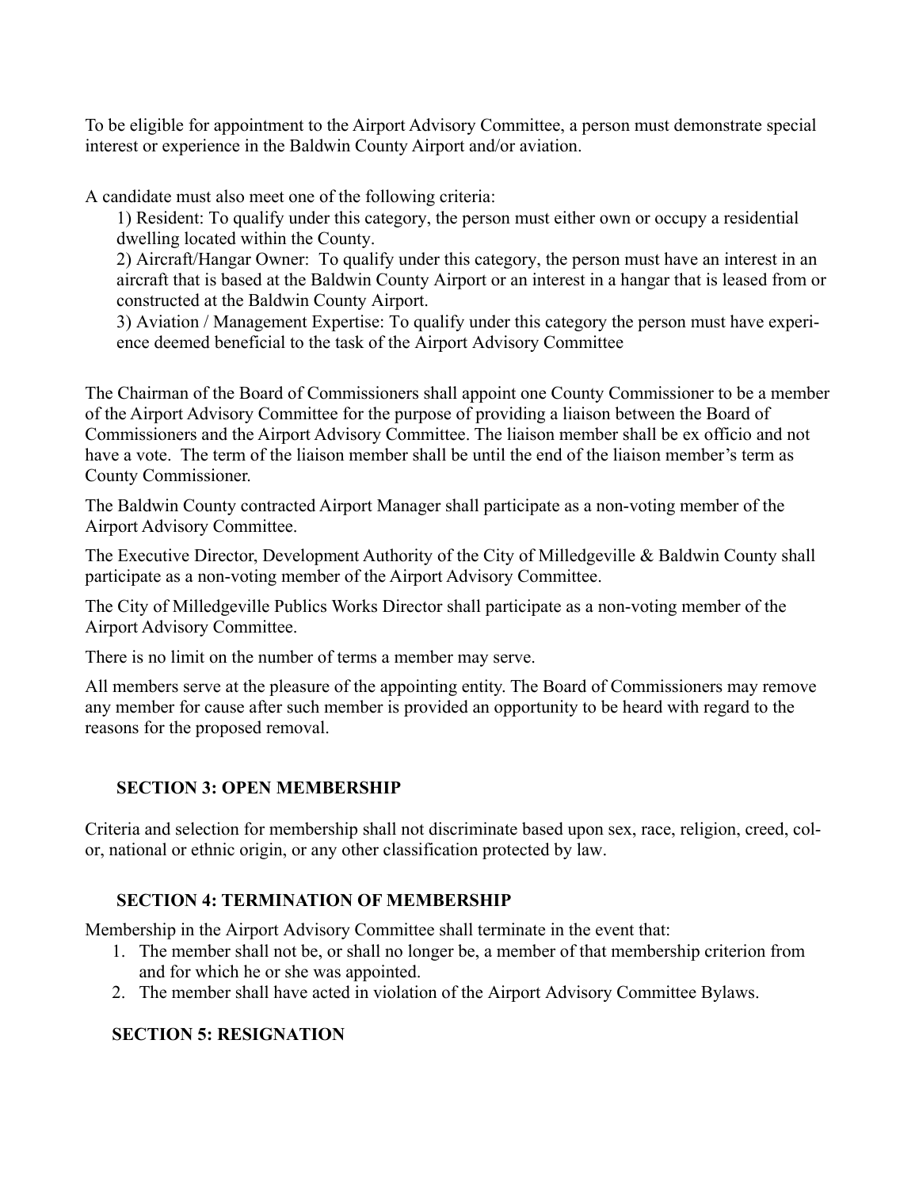To be eligible for appointment to the Airport Advisory Committee, a person must demonstrate special interest or experience in the Baldwin County Airport and/or aviation.

A candidate must also meet one of the following criteria:

1) Resident: To qualify under this category, the person must either own or occupy a residential dwelling located within the County.
2) Aircraft/Hangar Owner: To qualify under this category, the person must have an interest in an aircraft that is based at the Baldwin County Airport or an interest in a hangar that is leased from or constructed at the Baldwin County Airport.
3) Aviation / Management Expertise: To qualify under this category the person must have experience deemed beneficial to the task of the Airport Advisory Committee

The Chairman of the Board of Commissioners shall appoint one County Commissioner to be a member of the Airport Advisory Committee for the purpose of providing a liaison between the Board of Commissioners and the Airport Advisory Committee. The liaison member shall be ex officio and not have a vote. The term of the liaison member shall be until the end of the liaison member's term as County Commissioner.

The Baldwin County contracted Airport Manager shall participate as a non-voting member of the Airport Advisory Committee.

The Executive Director, Development Authority of the City of Milledgeville & Baldwin County shall participate as a non-voting member of the Airport Advisory Committee.

The City of Milledgeville Publics Works Director shall participate as a non-voting member of the Airport Advisory Committee.

There is no limit on the number of terms a member may serve.

All members serve at the pleasure of the appointing entity. The Board of Commissioners may remove any member for cause after such member is provided an opportunity to be heard with regard to the reasons for the proposed removal.

### SECTION 3: OPEN MEMBERSHIP

Criteria and selection for membership shall not discriminate based upon sex, race, religion, creed, color, national or ethnic origin, or any other classification protected by law.

### SECTION 4: TERMINATION OF MEMBERSHIP

Membership in the Airport Advisory Committee shall terminate in the event that:

1. The member shall not be, or shall no longer be, a member of that membership criterion from and for which he or she was appointed.
2. The member shall have acted in violation of the Airport Advisory Committee Bylaws.

### SECTION 5: RESIGNATION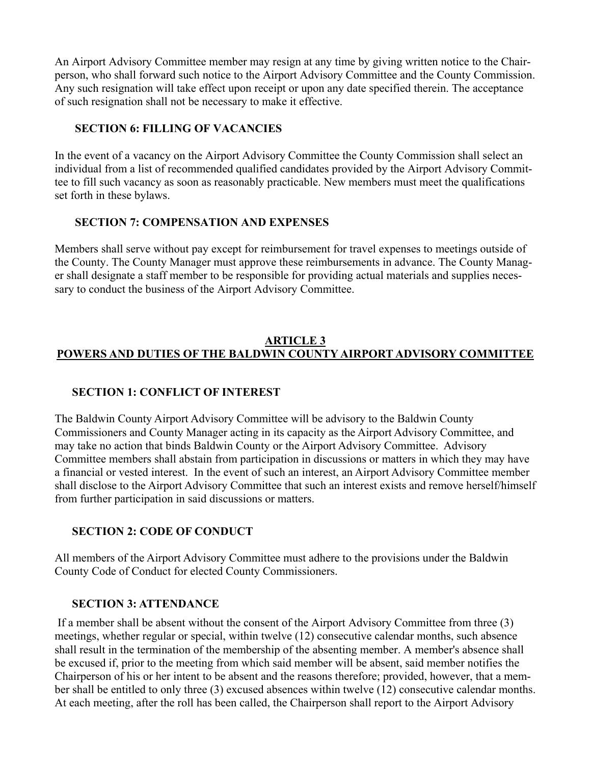An Airport Advisory Committee member may resign at any time by giving written notice to the Chairperson, who shall forward such notice to the Airport Advisory Committee and the County Commission. Any such resignation will take effect upon receipt or upon any date specified therein. The acceptance of such resignation shall not be necessary to make it effective.

### SECTION 6: FILLING OF VACANCIES

In the event of a vacancy on the Airport Advisory Committee the County Commission shall select an individual from a list of recommended qualified candidates provided by the Airport Advisory Committee to fill such vacancy as soon as reasonably practicable. New members must meet the qualifications set forth in these bylaws.

### SECTION 7: COMPENSATION AND EXPENSES

Members shall serve without pay except for reimbursement for travel expenses to meetings outside of the County. The County Manager must approve these reimbursements in advance. The County Manager shall designate a staff member to be responsible for providing actual materials and supplies necessary to conduct the business of the Airport Advisory Committee.

## ARTICLE 3
## POWERS AND DUTIES OF THE BALDWIN COUNTY AIRPORT ADVISORY COMMITTEE

### SECTION 1: CONFLICT OF INTEREST

The Baldwin County Airport Advisory Committee will be advisory to the Baldwin County Commissioners and County Manager acting in its capacity as the Airport Advisory Committee, and may take no action that binds Baldwin County or the Airport Advisory Committee. Advisory Committee members shall abstain from participation in discussions or matters in which they may have a financial or vested interest. In the event of such an interest, an Airport Advisory Committee member shall disclose to the Airport Advisory Committee that such an interest exists and remove herself/himself from further participation in said discussions or matters.

### SECTION 2: CODE OF CONDUCT

All members of the Airport Advisory Committee must adhere to the provisions under the Baldwin County Code of Conduct for elected County Commissioners.

### SECTION 3: ATTENDANCE

If a member shall be absent without the consent of the Airport Advisory Committee from three (3) meetings, whether regular or special, within twelve (12) consecutive calendar months, such absence shall result in the termination of the membership of the absenting member. A member's absence shall be excused if, prior to the meeting from which said member will be absent, said member notifies the Chairperson of his or her intent to be absent and the reasons therefore; provided, however, that a member shall be entitled to only three (3) excused absences within twelve (12) consecutive calendar months. At each meeting, after the roll has been called, the Chairperson shall report to the Airport Advisory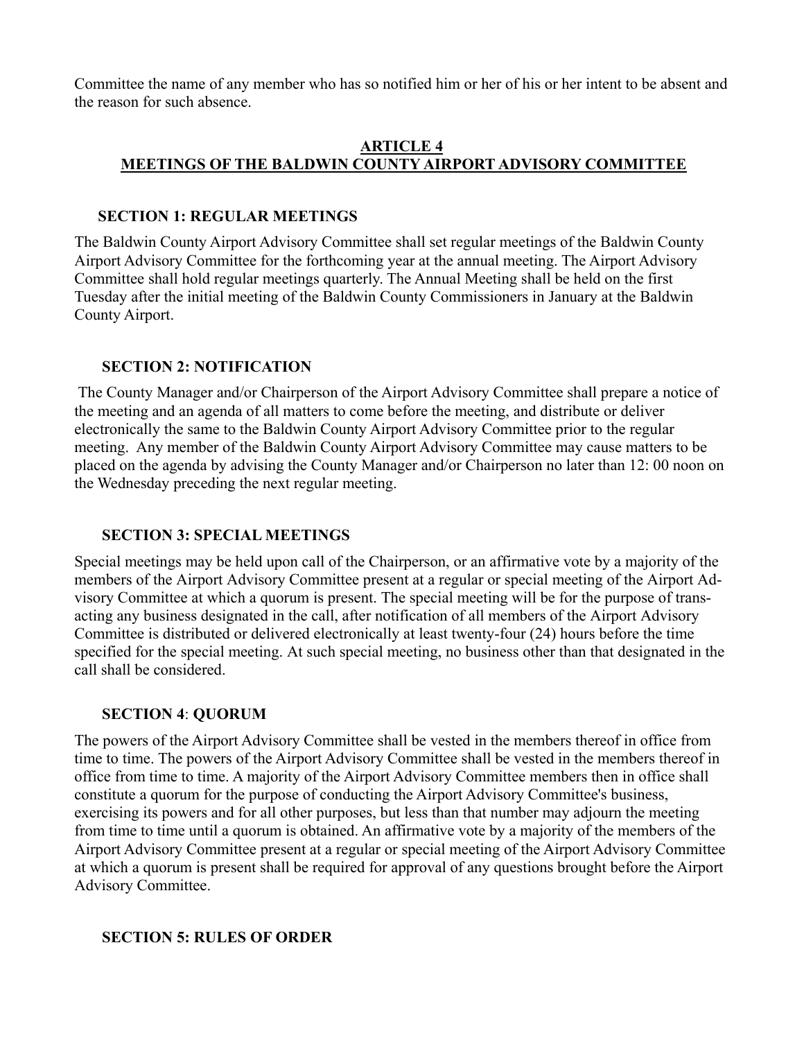Committee the name of any member who has so notified him or her of his or her intent to be absent and the reason for such absence.

## ARTICLE 4
## MEETINGS OF THE BALDWIN COUNTY AIRPORT ADVISORY COMMITTEE

### SECTION 1: REGULAR MEETINGS

The Baldwin County Airport Advisory Committee shall set regular meetings of the Baldwin County Airport Advisory Committee for the forthcoming year at the annual meeting. The Airport Advisory Committee shall hold regular meetings quarterly. The Annual Meeting shall be held on the first Tuesday after the initial meeting of the Baldwin County Commissioners in January at the Baldwin County Airport.

### SECTION 2: NOTIFICATION

The County Manager and/or Chairperson of the Airport Advisory Committee shall prepare a notice of the meeting and an agenda of all matters to come before the meeting, and distribute or deliver electronically the same to the Baldwin County Airport Advisory Committee prior to the regular meeting. Any member of the Baldwin County Airport Advisory Committee may cause matters to be placed on the agenda by advising the County Manager and/or Chairperson no later than 12: 00 noon on the Wednesday preceding the next regular meeting.

### SECTION 3: SPECIAL MEETINGS

Special meetings may be held upon call of the Chairperson, or an affirmative vote by a majority of the members of the Airport Advisory Committee present at a regular or special meeting of the Airport Advisory Committee at which a quorum is present. The special meeting will be for the purpose of transacting any business designated in the call, after notification of all members of the Airport Advisory Committee is distributed or delivered electronically at least twenty-four (24) hours before the time specified for the special meeting. At such special meeting, no business other than that designated in the call shall be considered.

### SECTION 4: QUORUM

The powers of the Airport Advisory Committee shall be vested in the members thereof in office from time to time. The powers of the Airport Advisory Committee shall be vested in the members thereof in office from time to time. A majority of the Airport Advisory Committee members then in office shall constitute a quorum for the purpose of conducting the Airport Advisory Committee's business, exercising its powers and for all other purposes, but less than that number may adjourn the meeting from time to time until a quorum is obtained. An affirmative vote by a majority of the members of the Airport Advisory Committee present at a regular or special meeting of the Airport Advisory Committee at which a quorum is present shall be required for approval of any questions brought before the Airport Advisory Committee.

### SECTION 5: RULES OF ORDER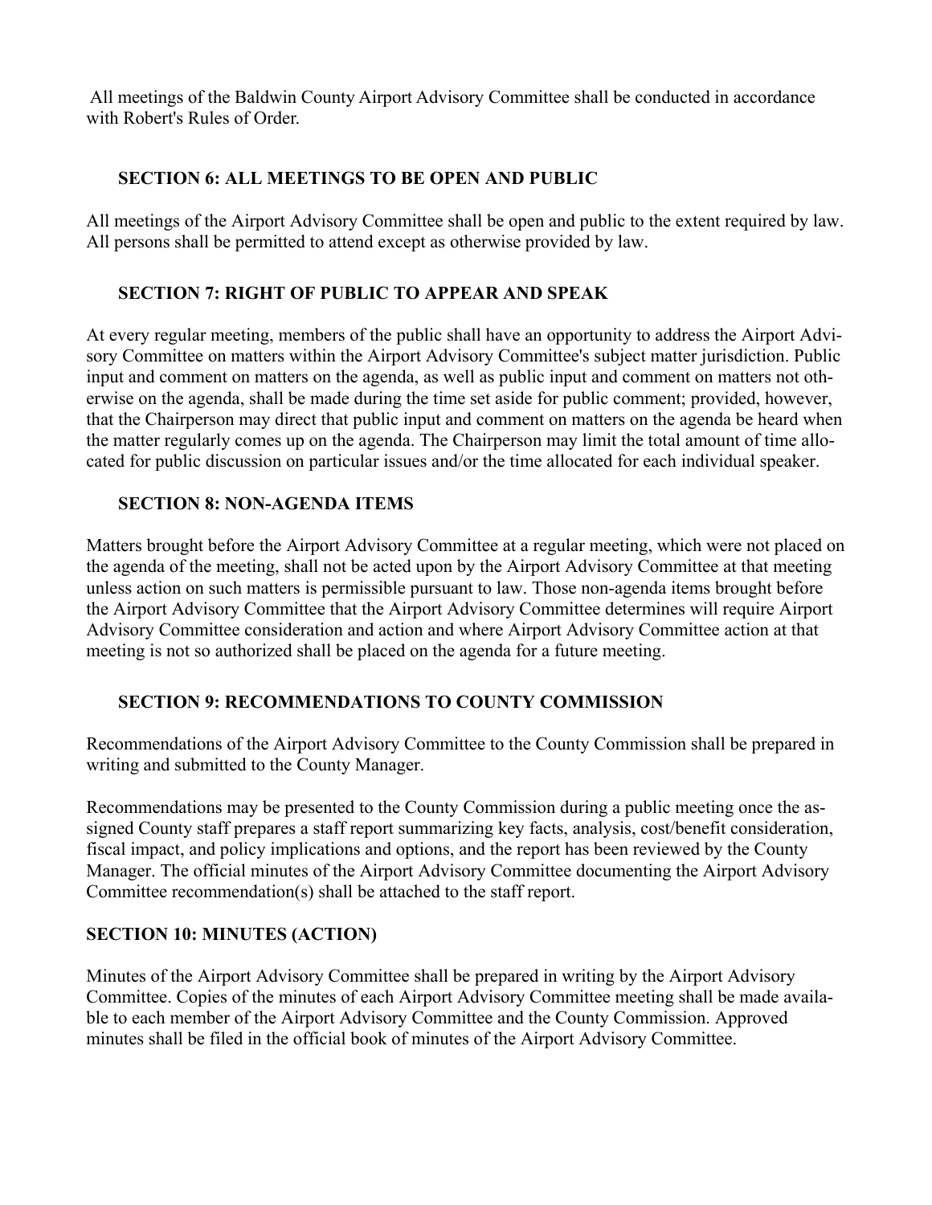All meetings of the Baldwin County Airport Advisory Committee shall be conducted in accordance with Robert's Rules of Order.

### SECTION 6: ALL MEETINGS TO BE OPEN AND PUBLIC

All meetings of the Airport Advisory Committee shall be open and public to the extent required by law. All persons shall be permitted to attend except as otherwise provided by law.

### SECTION 7: RIGHT OF PUBLIC TO APPEAR AND SPEAK

At every regular meeting, members of the public shall have an opportunity to address the Airport Advisory Committee on matters within the Airport Advisory Committee's subject matter jurisdiction. Public input and comment on matters on the agenda, as well as public input and comment on matters not otherwise on the agenda, shall be made during the time set aside for public comment; provided, however, that the Chairperson may direct that public input and comment on matters on the agenda be heard when the matter regularly comes up on the agenda. The Chairperson may limit the total amount of time allocated for public discussion on particular issues and/or the time allocated for each individual speaker.

### SECTION 8: NON-AGENDA ITEMS

Matters brought before the Airport Advisory Committee at a regular meeting, which were not placed on the agenda of the meeting, shall not be acted upon by the Airport Advisory Committee at that meeting unless action on such matters is permissible pursuant to law. Those non-agenda items brought before the Airport Advisory Committee that the Airport Advisory Committee determines will require Airport Advisory Committee consideration and action and where Airport Advisory Committee action at that meeting is not so authorized shall be placed on the agenda for a future meeting.

### SECTION 9: RECOMMENDATIONS TO COUNTY COMMISSION

Recommendations of the Airport Advisory Committee to the County Commission shall be prepared in writing and submitted to the County Manager.

Recommendations may be presented to the County Commission during a public meeting once the assigned County staff prepares a staff report summarizing key facts, analysis, cost/benefit consideration, fiscal impact, and policy implications and options, and the report has been reviewed by the County Manager. The official minutes of the Airport Advisory Committee documenting the Airport Advisory Committee recommendation(s) shall be attached to the staff report.

### SECTION 10: MINUTES (ACTION)

Minutes of the Airport Advisory Committee shall be prepared in writing by the Airport Advisory Committee. Copies of the minutes of each Airport Advisory Committee meeting shall be made available to each member of the Airport Advisory Committee and the County Commission. Approved minutes shall be filed in the official book of minutes of the Airport Advisory Committee.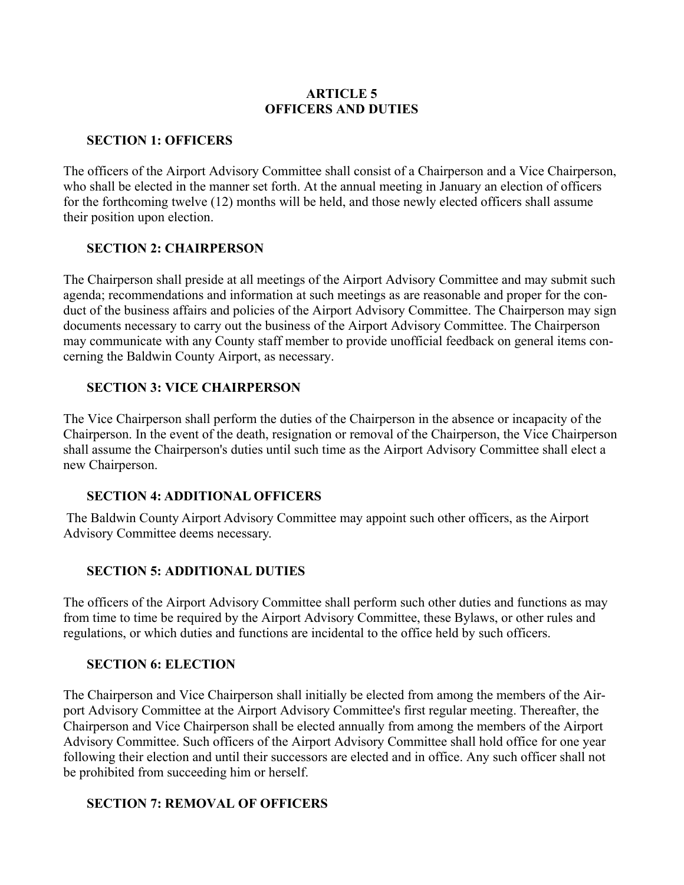## ARTICLE 5
## OFFICERS AND DUTIES

### SECTION 1: OFFICERS

The officers of the Airport Advisory Committee shall consist of a Chairperson and a Vice Chairperson, who shall be elected in the manner set forth. At the annual meeting in January an election of officers for the forthcoming twelve (12) months will be held, and those newly elected officers shall assume their position upon election.

### SECTION 2: CHAIRPERSON

The Chairperson shall preside at all meetings of the Airport Advisory Committee and may submit such agenda; recommendations and information at such meetings as are reasonable and proper for the conduct of the business affairs and policies of the Airport Advisory Committee. The Chairperson may sign documents necessary to carry out the business of the Airport Advisory Committee. The Chairperson may communicate with any County staff member to provide unofficial feedback on general items concerning the Baldwin County Airport, as necessary.

### SECTION 3: VICE CHAIRPERSON

The Vice Chairperson shall perform the duties of the Chairperson in the absence or incapacity of the Chairperson. In the event of the death, resignation or removal of the Chairperson, the Vice Chairperson shall assume the Chairperson's duties until such time as the Airport Advisory Committee shall elect a new Chairperson.

### SECTION 4: ADDITIONAL OFFICERS

The Baldwin County Airport Advisory Committee may appoint such other officers, as the Airport Advisory Committee deems necessary.

### SECTION 5: ADDITIONAL DUTIES

The officers of the Airport Advisory Committee shall perform such other duties and functions as may from time to time be required by the Airport Advisory Committee, these Bylaws, or other rules and regulations, or which duties and functions are incidental to the office held by such officers.

### SECTION 6: ELECTION

The Chairperson and Vice Chairperson shall initially be elected from among the members of the Airport Advisory Committee at the Airport Advisory Committee's first regular meeting. Thereafter, the Chairperson and Vice Chairperson shall be elected annually from among the members of the Airport Advisory Committee. Such officers of the Airport Advisory Committee shall hold office for one year following their election and until their successors are elected and in office. Any such officer shall not be prohibited from succeeding him or herself.

### SECTION 7: REMOVAL OF OFFICERS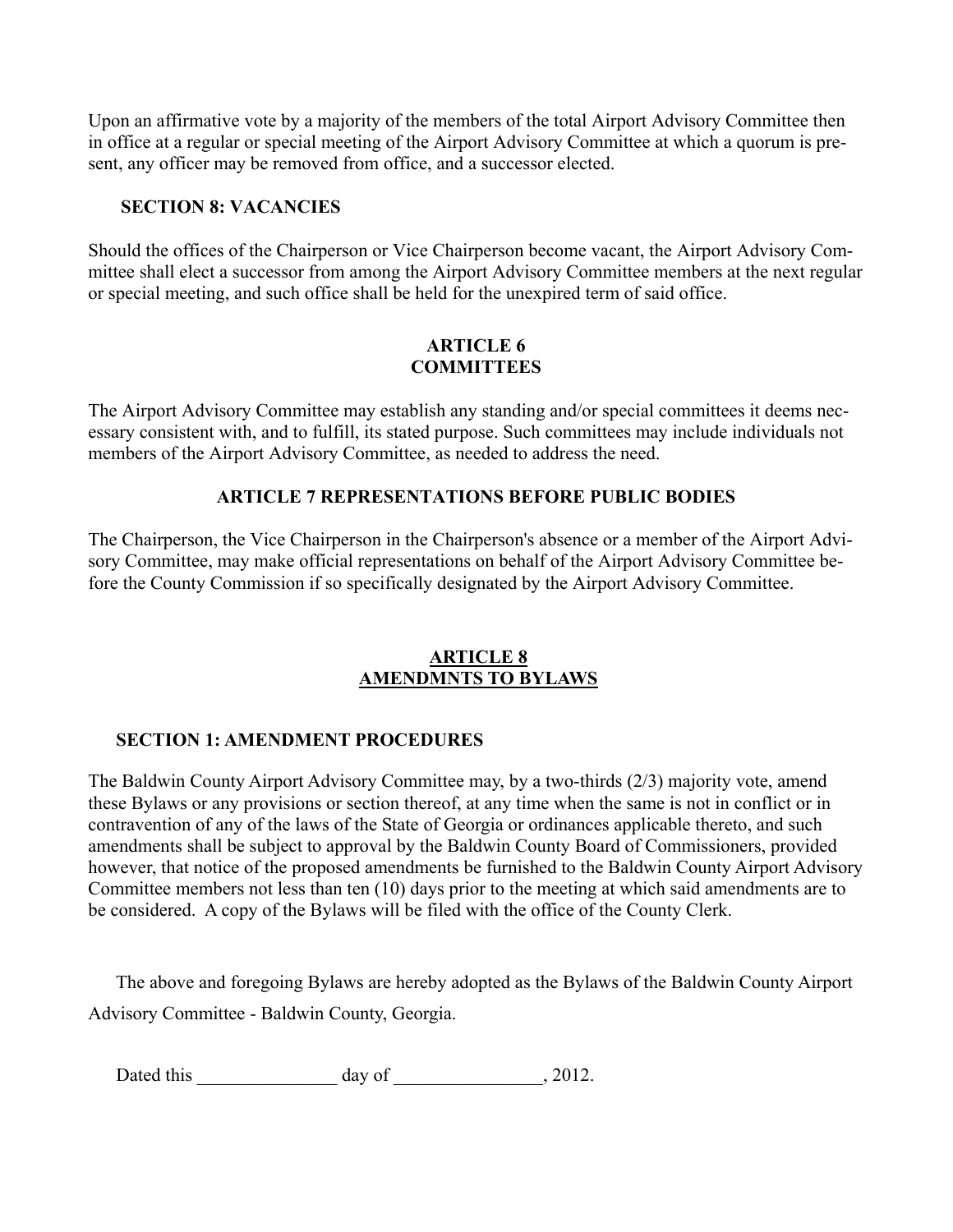Upon an affirmative vote by a majority of the members of the total Airport Advisory Committee then in office at a regular or special meeting of the Airport Advisory Committee at which a quorum is present, any officer may be removed from office, and a successor elected.

### SECTION 8: VACANCIES

Should the offices of the Chairperson or Vice Chairperson become vacant, the Airport Advisory Committee shall elect a successor from among the Airport Advisory Committee members at the next regular or special meeting, and such office shall be held for the unexpired term of said office.

## ARTICLE 6
## COMMITTEES

The Airport Advisory Committee may establish any standing and/or special committees it deems necessary consistent with, and to fulfill, its stated purpose. Such committees may include individuals not members of the Airport Advisory Committee, as needed to address the need.

## ARTICLE 7 REPRESENTATIONS BEFORE PUBLIC BODIES

The Chairperson, the Vice Chairperson in the Chairperson's absence or a member of the Airport Advisory Committee, may make official representations on behalf of the Airport Advisory Committee before the County Commission if so specifically designated by the Airport Advisory Committee.

## ARTICLE 8
## AMENDMNTS TO BYLAWS

### SECTION 1: AMENDMENT PROCEDURES

The Baldwin County Airport Advisory Committee may, by a two-thirds (2/3) majority vote, amend these Bylaws or any provisions or section thereof, at any time when the same is not in conflict or in contravention of any of the laws of the State of Georgia or ordinances applicable thereto, and such amendments shall be subject to approval by the Baldwin County Board of Commissioners, provided however, that notice of the proposed amendments be furnished to the Baldwin County Airport Advisory Committee members not less than ten (10) days prior to the meeting at which said amendments are to be considered. A copy of the Bylaws will be filed with the office of the County Clerk.

The above and foregoing Bylaws are hereby adopted as the Bylaws of the Baldwin County Airport Advisory Committee - Baldwin County, Georgia.

Dated this _______________ day of ________________, 2012.